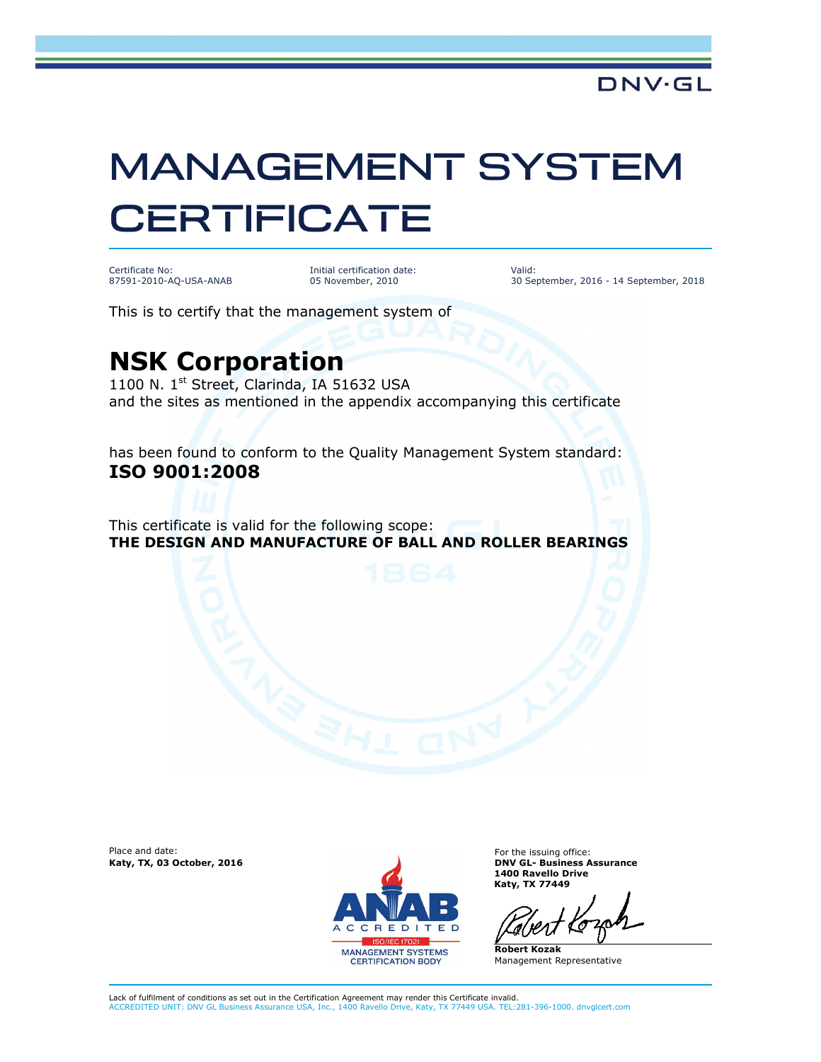DNV·GL

# MANAGEMENT SYSTEM CERTIFICATE

| Certificate No: | Initial certification date: | Valid: |
|---|---|---|
| 87591-2010-AQ-USA-ANAB | 05 November, 2010 | 30 September, 2016 - 14 September, 2018 |

This is to certify that the management system of

## NSK Corporation

1100 N. 1st Street, Clarinda, IA 51632 USA
and the sites as mentioned in the appendix accompanying this certificate

has been found to conform to the Quality Management System standard:
**ISO 9001:2008**

This certificate is valid for the following scope:
**THE DESIGN AND MANUFACTURE OF BALL AND ROLLER BEARINGS**

Place and date:
**Katy, TX, 03 October, 2016**

ANAB ACCREDITED ISO/IEC 17021 MANAGEMENT SYSTEMS CERTIFICATION BODY

For the issuing office:
**DNV GL- Business Assurance**
**1400 Ravello Drive**
**Katy, TX 77449**

**Robert Kozak**
Management Representative

Lack of fulfilment of conditions as set out in the Certification Agreement may render this Certificate invalid.
ACCREDITED UNIT: DNV GL Business Assurance USA, Inc., 1400 Ravello Drive, Katy, TX 77449 USA. TEL:281-396-1000. dnvglcert.com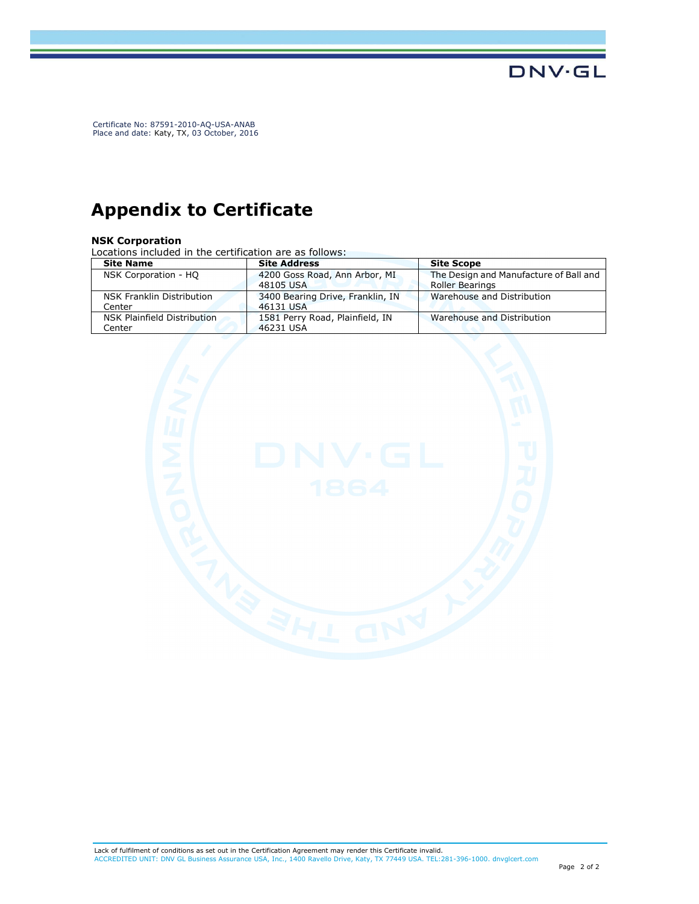Certificate No: 87591-2010-AQ-USA-ANAB
Place and date: Katy, TX, 03 October, 2016

# Appendix to Certificate

**NSK Corporation**

Locations included in the certification are as follows:

| Site Name | Site Address | Site Scope |
|---|---|---|
| NSK Corporation - HQ | 4200 Goss Road, Ann Arbor, MI 48105 USA | The Design and Manufacture of Ball and Roller Bearings |
| NSK Franklin Distribution Center | 3400 Bearing Drive, Franklin, IN 46131 USA | Warehouse and Distribution |
| NSK Plainfield Distribution Center | 1581 Perry Road, Plainfield, IN 46231 USA | Warehouse and Distribution |

Lack of fulfilment of conditions as set out in the Certification Agreement may render this Certificate invalid.
ACCREDITED UNIT: DNV GL Business Assurance USA, Inc., 1400 Ravello Drive, Katy, TX 77449 USA. TEL:281-396-1000. dnvglcert.com